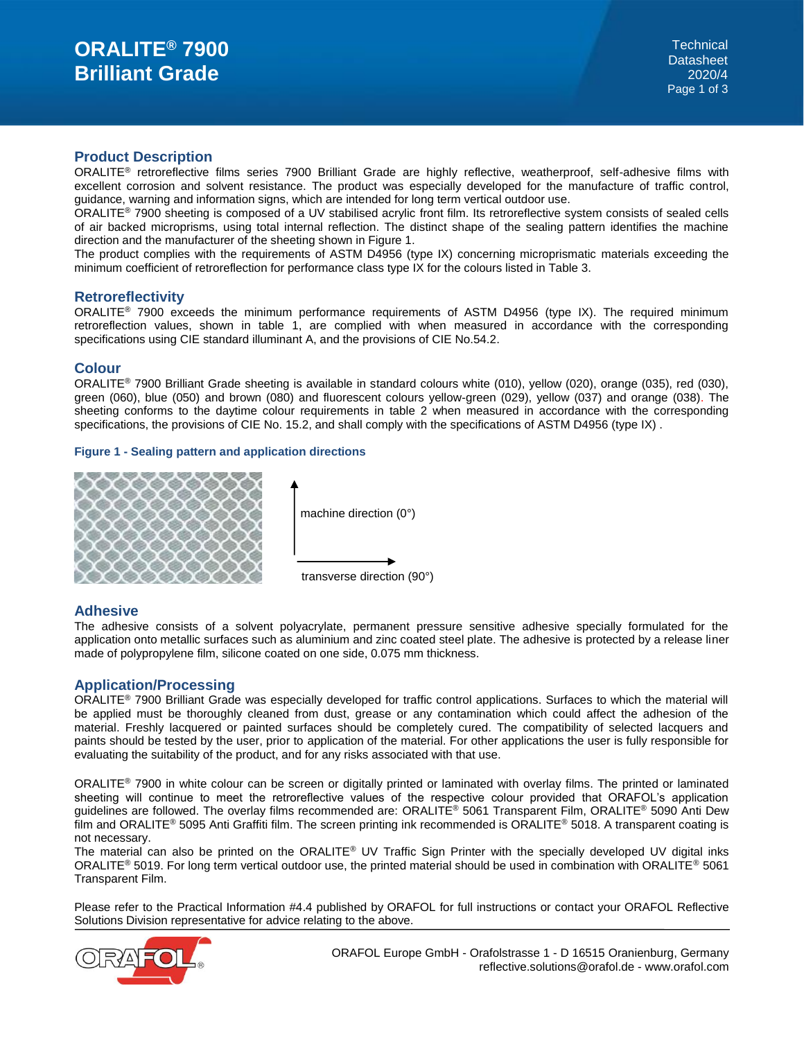# ORALITE® 7900 Brilliant Grade

Technical Datasheet 2020/4

## Product Description

ORALITE® retroreflective films series 7900 Brilliant Grade are highly reflective, weatherproof, self-adhesive films with excellent corrosion and solvent resistance. The product was especially developed for the manufacture of traffic control, guidance, warning and information signs, which are intended for long term vertical outdoor use.
ORALITE® 7900 sheeting is composed of a UV stabilised acrylic front film. Its retroreflective system consists of sealed cells of air backed microprisms, using total internal reflection. The distinct shape of the sealing pattern identifies the machine direction and the manufacturer of the sheeting shown in Figure 1.
The product complies with the requirements of ASTM D4956 (type IX) concerning microprismatic materials exceeding the minimum coefficient of retroreflection for performance class type IX for the colours listed in Table 3.

## Retroreflectivity

ORALITE® 7900 exceeds the minimum performance requirements of ASTM D4956 (type IX). The required minimum retroreflection values, shown in table 1, are complied with when measured in accordance with the corresponding specifications using CIE standard illuminant A, and the provisions of CIE No.54.2.

## Colour

ORALITE® 7900 Brilliant Grade sheeting is available in standard colours white (010), yellow (020), orange (035), red (030), green (060), blue (050) and brown (080) and fluorescent colours yellow-green (029), yellow (037) and orange (038). The sheeting conforms to the daytime colour requirements in table 2 when measured in accordance with the corresponding specifications, the provisions of CIE No. 15.2, and shall comply with the specifications of ASTM D4956 (type IX) .

**Figure 1 - Sealing pattern and application directions**

machine direction (0°)

transverse direction (90°)

## Adhesive

The adhesive consists of a solvent polyacrylate, permanent pressure sensitive adhesive specially formulated for the application onto metallic surfaces such as aluminium and zinc coated steel plate. The adhesive is protected by a release liner made of polypropylene film, silicone coated on one side, 0.075 mm thickness.

## Application/Processing

ORALITE® 7900 Brilliant Grade was especially developed for traffic control applications. Surfaces to which the material will be applied must be thoroughly cleaned from dust, grease or any contamination which could affect the adhesion of the material. Freshly lacquered or painted surfaces should be completely cured. The compatibility of selected lacquers and paints should be tested by the user, prior to application of the material. For other applications the user is fully responsible for evaluating the suitability of the product, and for any risks associated with that use.

ORALITE® 7900 in white colour can be screen or digitally printed or laminated with overlay films. The printed or laminated sheeting will continue to meet the retroreflective values of the respective colour provided that ORAFOL's application guidelines are followed. The overlay films recommended are: ORALITE® 5061 Transparent Film, ORALITE® 5090 Anti Dew film and ORALITE® 5095 Anti Graffiti film. The screen printing ink recommended is ORALITE® 5018. A transparent coating is not necessary.
The material can also be printed on the ORALITE® UV Traffic Sign Printer with the specially developed UV digital inks ORALITE® 5019. For long term vertical outdoor use, the printed material should be used in combination with ORALITE® 5061 Transparent Film.

Please refer to the Practical Information #4.4 published by ORAFOL for full instructions or contact your ORAFOL Reflective Solutions Division representative for advice relating to the above.

ORAFOL Europe GmbH - Orafolstrasse 1 - D 16515 Oranienburg, Germany
reflective.solutions@orafol.de - www.orafol.com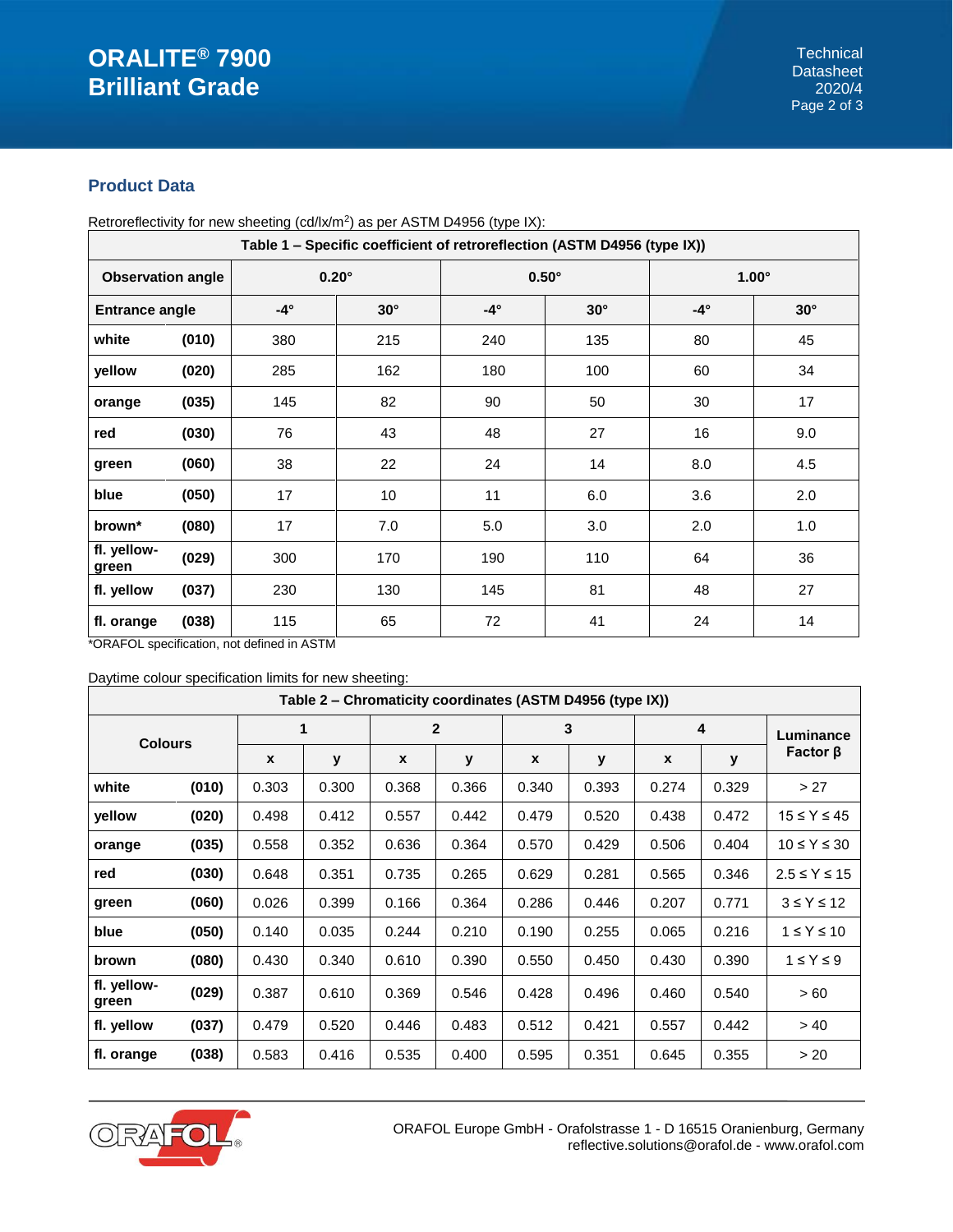## Product Data

Retroreflectivity for new sheeting (cd/lx/m²) as per ASTM D4956 (type IX):

**Table 1 – Specific coefficient of retroreflection (ASTM D4956 (type IX))**

| Observation angle | | 0.20° | | 0.50° | | 1.00° | |
|---|---|---|---|---|---|---|---|
| **Entrance angle** | | **-4°** | **30°** | **-4°** | **30°** | **-4°** | **30°** |
| **white** | **(010)** | 380 | 215 | 240 | 135 | 80 | 45 |
| **yellow** | **(020)** | 285 | 162 | 180 | 100 | 60 | 34 |
| **orange** | **(035)** | 145 | 82 | 90 | 50 | 30 | 17 |
| **red** | **(030)** | 76 | 43 | 48 | 27 | 16 | 9.0 |
| **green** | **(060)** | 38 | 22 | 24 | 14 | 8.0 | 4.5 |
| **blue** | **(050)** | 17 | 10 | 11 | 6.0 | 3.6 | 2.0 |
| **brown*** | **(080)** | 17 | 7.0 | 5.0 | 3.0 | 2.0 | 1.0 |
| **fl. yellow-green** | **(029)** | 300 | 170 | 190 | 110 | 64 | 36 |
| **fl. yellow** | **(037)** | 230 | 130 | 145 | 81 | 48 | 27 |
| **fl. orange** | **(038)** | 115 | 65 | 72 | 41 | 24 | 14 |

*ORAFOL specification, not defined in ASTM

Daytime colour specification limits for new sheeting:

**Table 2 – Chromaticity coordinates (ASTM D4956 (type IX))**

| Colours | | 1 | | 2 | | 3 | | 4 | | Luminance Factor β |
|---|---|---|---|---|---|---|---|---|---|---|
| | | **x** | **y** | **x** | **y** | **x** | **y** | **x** | **y** | |
| **white** | **(010)** | 0.303 | 0.300 | 0.368 | 0.366 | 0.340 | 0.393 | 0.274 | 0.329 | > 27 |
| **yellow** | **(020)** | 0.498 | 0.412 | 0.557 | 0.442 | 0.479 | 0.520 | 0.438 | 0.472 | 15 ≤ Y ≤ 45 |
| **orange** | **(035)** | 0.558 | 0.352 | 0.636 | 0.364 | 0.570 | 0.429 | 0.506 | 0.404 | 10 ≤ Y ≤ 30 |
| **red** | **(030)** | 0.648 | 0.351 | 0.735 | 0.265 | 0.629 | 0.281 | 0.565 | 0.346 | 2.5 ≤ Y ≤ 15 |
| **green** | **(060)** | 0.026 | 0.399 | 0.166 | 0.364 | 0.286 | 0.446 | 0.207 | 0.771 | 3 ≤ Y ≤ 12 |
| **blue** | **(050)** | 0.140 | 0.035 | 0.244 | 0.210 | 0.190 | 0.255 | 0.065 | 0.216 | 1 ≤ Y ≤ 10 |
| **brown** | **(080)** | 0.430 | 0.340 | 0.610 | 0.390 | 0.550 | 0.450 | 0.430 | 0.390 | 1 ≤ Y ≤ 9 |
| **fl. yellow-green** | **(029)** | 0.387 | 0.610 | 0.369 | 0.546 | 0.428 | 0.496 | 0.460 | 0.540 | > 60 |
| **fl. yellow** | **(037)** | 0.479 | 0.520 | 0.446 | 0.483 | 0.512 | 0.421 | 0.557 | 0.442 | > 40 |
| **fl. orange** | **(038)** | 0.583 | 0.416 | 0.535 | 0.400 | 0.595 | 0.351 | 0.645 | 0.355 | > 20 |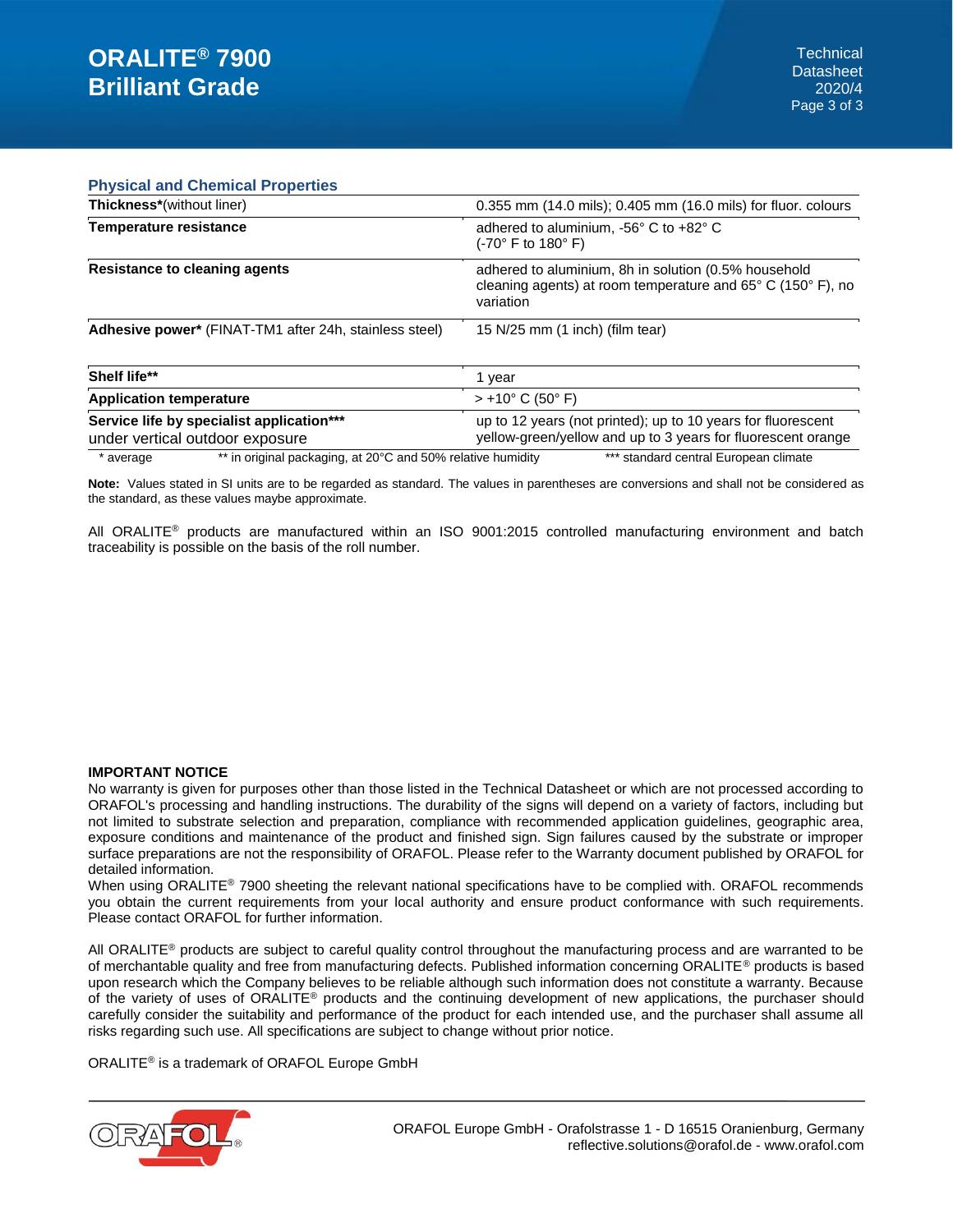## Physical and Chemical Properties

| | |
|---|---|
| **Thickness***(without liner) | 0.355 mm (14.0 mils); 0.405 mm (16.0 mils) for fluor. colours |
| **Temperature resistance** | adhered to aluminium, -56° C to +82° C (-70° F to 180° F) |
| **Resistance to cleaning agents** | adhered to aluminium, 8h in solution (0.5% household cleaning agents) at room temperature and 65° C (150° F), no variation |
| **Adhesive power*** (FINAT-TM1 after 24h, stainless steel) | 15 N/25 mm (1 inch) (film tear) |
| **Shelf life**** | 1 year |
| **Application temperature** | > +10° C (50° F) |
| **Service life by specialist application***** under vertical outdoor exposure | up to 12 years (not printed); up to 10 years for fluorescent yellow-green/yellow and up to 3 years for fluorescent orange |

\* average  ** in original packaging, at 20°C and 50% relative humidity  *** standard central European climate

**Note:** Values stated in SI units are to be regarded as standard. The values in parentheses are conversions and shall not be considered as the standard, as these values maybe approximate.

All ORALITE® products are manufactured within an ISO 9001:2015 controlled manufacturing environment and batch traceability is possible on the basis of the roll number.

**IMPORTANT NOTICE**

No warranty is given for purposes other than those listed in the Technical Datasheet or which are not processed according to ORAFOL's processing and handling instructions. The durability of the signs will depend on a variety of factors, including but not limited to substrate selection and preparation, compliance with recommended application guidelines, geographic area, exposure conditions and maintenance of the product and finished sign. Sign failures caused by the substrate or improper surface preparations are not the responsibility of ORAFOL. Please refer to the Warranty document published by ORAFOL for detailed information.
When using ORALITE® 7900 sheeting the relevant national specifications have to be complied with. ORAFOL recommends you obtain the current requirements from your local authority and ensure product conformance with such requirements. Please contact ORAFOL for further information.

All ORALITE® products are subject to careful quality control throughout the manufacturing process and are warranted to be of merchantable quality and free from manufacturing defects. Published information concerning ORALITE® products is based upon research which the Company believes to be reliable although such information does not constitute a warranty. Because of the variety of uses of ORALITE® products and the continuing development of new applications, the purchaser should carefully consider the suitability and performance of the product for each intended use, and the purchaser shall assume all risks regarding such use. All specifications are subject to change without prior notice.

ORALITE® is a trademark of ORAFOL Europe GmbH

ORAFOL Europe GmbH - Orafolstrasse 1 - D 16515 Oranienburg, Germany
reflective.solutions@orafol.de - www.orafol.com